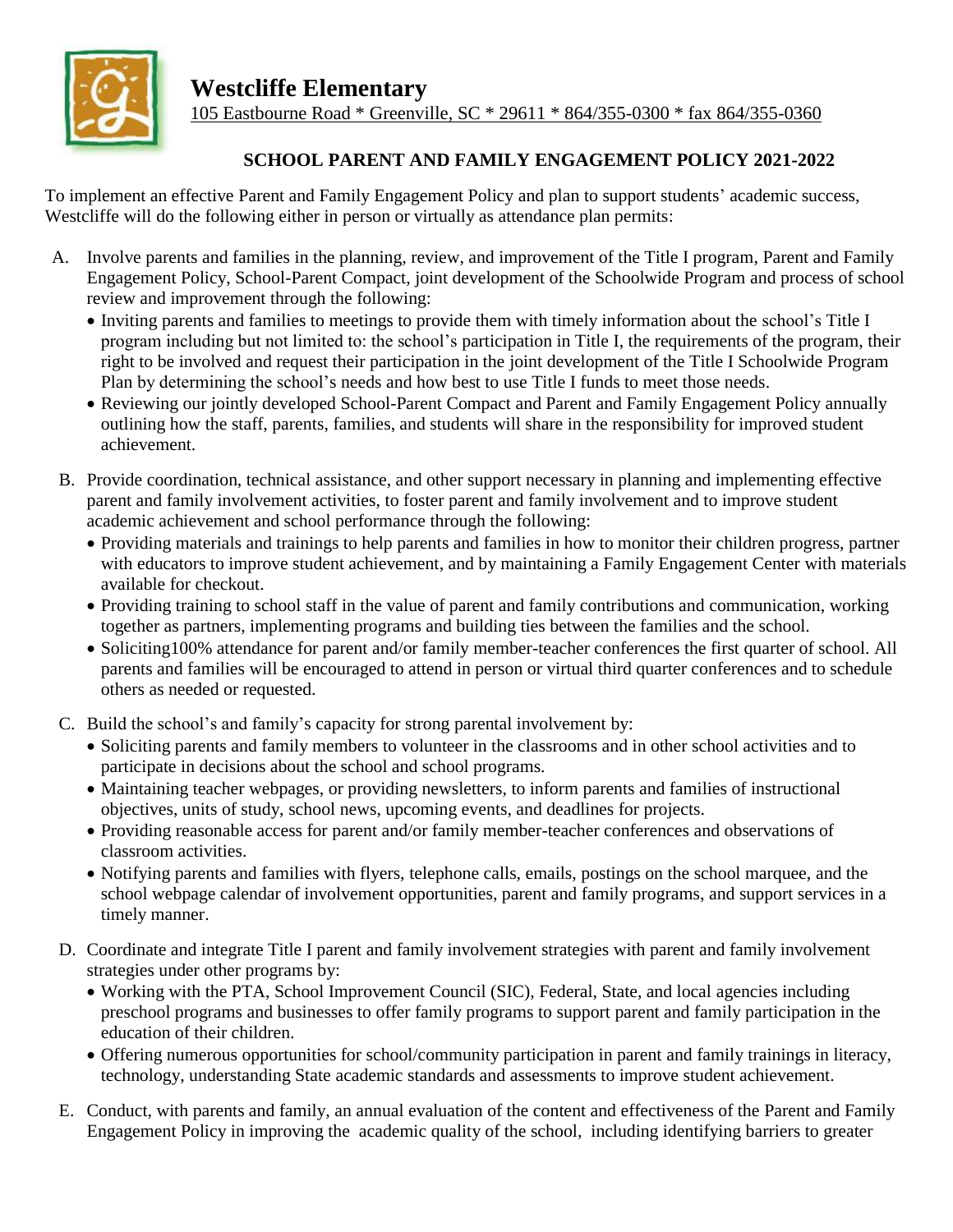# Westcliffe Elementary

105 Eastbourne Road * Greenville, SC * 29611 * 864/355-0300 * fax 864/355-0360

## SCHOOL PARENT AND FAMILY ENGAGEMENT POLICY 2021-2022

To implement an effective Parent and Family Engagement Policy and plan to support students' academic success, Westcliffe will do the following either in person or virtually as attendance plan permits:

A. Involve parents and families in the planning, review, and improvement of the Title I program, Parent and Family Engagement Policy, School-Parent Compact, joint development of the Schoolwide Program and process of school review and improvement through the following:
   - Inviting parents and families to meetings to provide them with timely information about the school's Title I program including but not limited to: the school's participation in Title I, the requirements of the program, their right to be involved and request their participation in the joint development of the Title I Schoolwide Program Plan by determining the school's needs and how best to use Title I funds to meet those needs.
   - Reviewing our jointly developed School-Parent Compact and Parent and Family Engagement Policy annually outlining how the staff, parents, families, and students will share in the responsibility for improved student achievement.

B. Provide coordination, technical assistance, and other support necessary in planning and implementing effective parent and family involvement activities, to foster parent and family involvement and to improve student academic achievement and school performance through the following:
   - Providing materials and trainings to help parents and families in how to monitor their children progress, partner with educators to improve student achievement, and by maintaining a Family Engagement Center with materials available for checkout.
   - Providing training to school staff in the value of parent and family contributions and communication, working together as partners, implementing programs and building ties between the families and the school.
   - Soliciting100% attendance for parent and/or family member-teacher conferences the first quarter of school. All parents and families will be encouraged to attend in person or virtual third quarter conferences and to schedule others as needed or requested.

C. Build the school's and family's capacity for strong parental involvement by:
   - Soliciting parents and family members to volunteer in the classrooms and in other school activities and to participate in decisions about the school and school programs.
   - Maintaining teacher webpages, or providing newsletters, to inform parents and families of instructional objectives, units of study, school news, upcoming events, and deadlines for projects.
   - Providing reasonable access for parent and/or family member-teacher conferences and observations of classroom activities.
   - Notifying parents and families with flyers, telephone calls, emails, postings on the school marquee, and the school webpage calendar of involvement opportunities, parent and family programs, and support services in a timely manner.

D. Coordinate and integrate Title I parent and family involvement strategies with parent and family involvement strategies under other programs by:
   - Working with the PTA, School Improvement Council (SIC), Federal, State, and local agencies including preschool programs and businesses to offer family programs to support parent and family participation in the education of their children.
   - Offering numerous opportunities for school/community participation in parent and family trainings in literacy, technology, understanding State academic standards and assessments to improve student achievement.

E. Conduct, with parents and family, an annual evaluation of the content and effectiveness of the Parent and Family Engagement Policy in improving the academic quality of the school, including identifying barriers to greater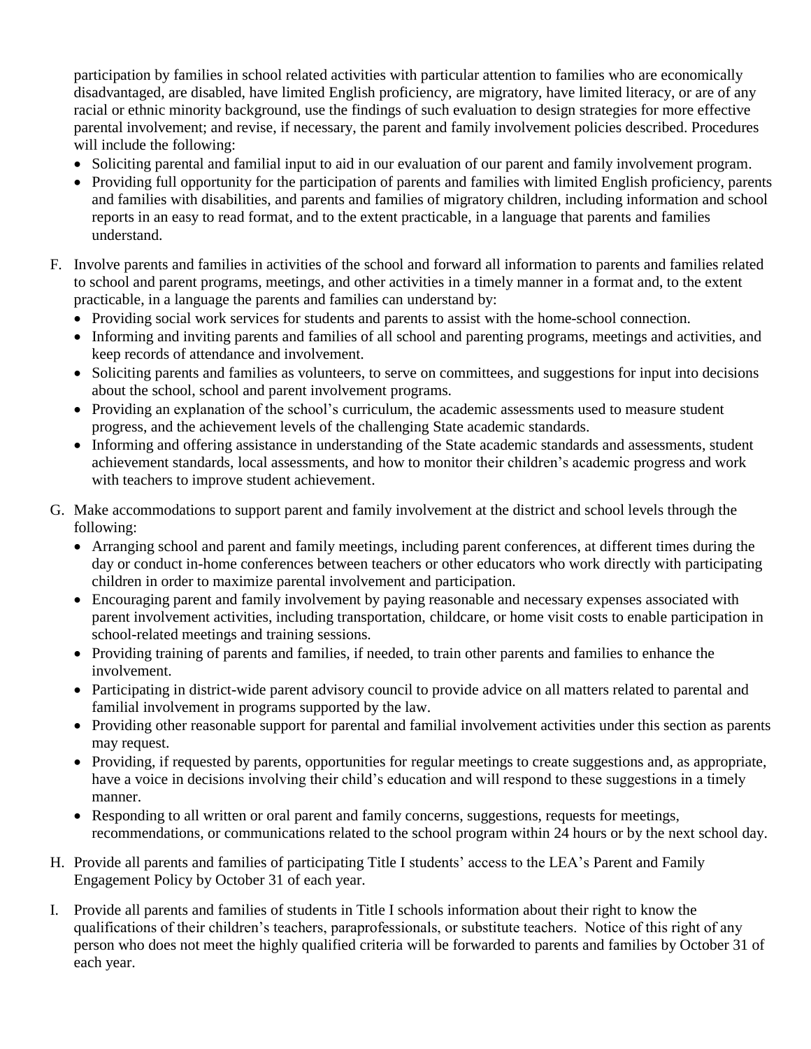participation by families in school related activities with particular attention to families who are economically disadvantaged, are disabled, have limited English proficiency, are migratory, have limited literacy, or are of any racial or ethnic minority background, use the findings of such evaluation to design strategies for more effective parental involvement; and revise, if necessary, the parent and family involvement policies described. Procedures will include the following:

- Soliciting parental and familial input to aid in our evaluation of our parent and family involvement program.
- Providing full opportunity for the participation of parents and families with limited English proficiency, parents and families with disabilities, and parents and families of migratory children, including information and school reports in an easy to read format, and to the extent practicable, in a language that parents and families understand.

F. Involve parents and families in activities of the school and forward all information to parents and families related to school and parent programs, meetings, and other activities in a timely manner in a format and, to the extent practicable, in a language the parents and families can understand by:

- Providing social work services for students and parents to assist with the home-school connection.
- Informing and inviting parents and families of all school and parenting programs, meetings and activities, and keep records of attendance and involvement.
- Soliciting parents and families as volunteers, to serve on committees, and suggestions for input into decisions about the school, school and parent involvement programs.
- Providing an explanation of the school's curriculum, the academic assessments used to measure student progress, and the achievement levels of the challenging State academic standards.
- Informing and offering assistance in understanding of the State academic standards and assessments, student achievement standards, local assessments, and how to monitor their children's academic progress and work with teachers to improve student achievement.

G. Make accommodations to support parent and family involvement at the district and school levels through the following:

- Arranging school and parent and family meetings, including parent conferences, at different times during the day or conduct in-home conferences between teachers or other educators who work directly with participating children in order to maximize parental involvement and participation.
- Encouraging parent and family involvement by paying reasonable and necessary expenses associated with parent involvement activities, including transportation, childcare, or home visit costs to enable participation in school-related meetings and training sessions.
- Providing training of parents and families, if needed, to train other parents and families to enhance the involvement.
- Participating in district-wide parent advisory council to provide advice on all matters related to parental and familial involvement in programs supported by the law.
- Providing other reasonable support for parental and familial involvement activities under this section as parents may request.
- Providing, if requested by parents, opportunities for regular meetings to create suggestions and, as appropriate, have a voice in decisions involving their child's education and will respond to these suggestions in a timely manner.
- Responding to all written or oral parent and family concerns, suggestions, requests for meetings, recommendations, or communications related to the school program within 24 hours or by the next school day.

H. Provide all parents and families of participating Title I students' access to the LEA's Parent and Family Engagement Policy by October 31 of each year.

I. Provide all parents and families of students in Title I schools information about their right to know the qualifications of their children's teachers, paraprofessionals, or substitute teachers. Notice of this right of any person who does not meet the highly qualified criteria will be forwarded to parents and families by October 31 of each year.